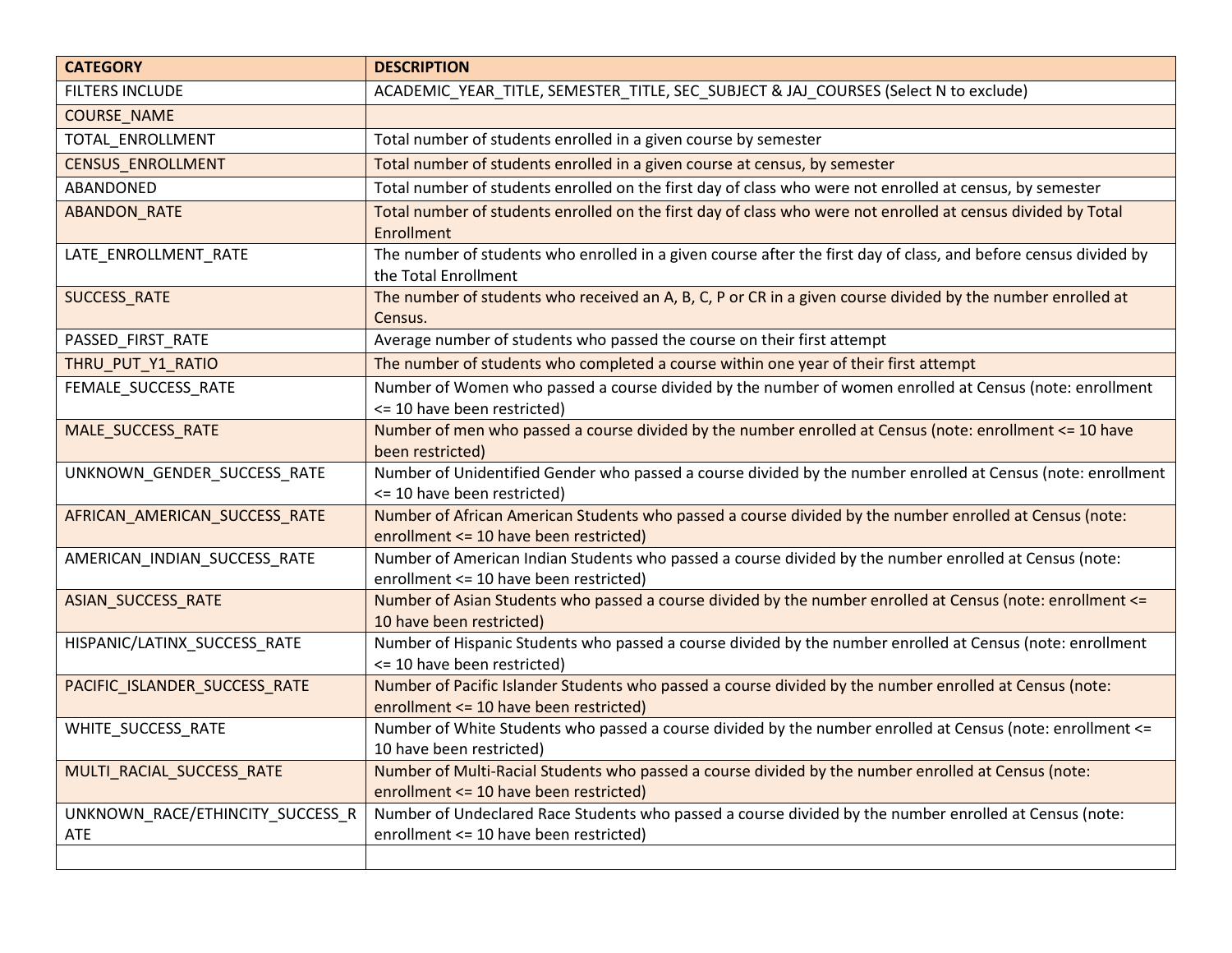| CATEGORY | DESCRIPTION |
| --- | --- |
| FILTERS INCLUDE | ACADEMIC_YEAR_TITLE, SEMESTER_TITLE, SEC_SUBJECT & JAJ_COURSES (Select N to exclude) |
| COURSE_NAME | |
| TOTAL_ENROLLMENT | Total number of students enrolled in a given course by semester |
| CENSUS_ENROLLMENT | Total number of students enrolled in a given course at census, by semester |
| ABANDONED | Total number of students enrolled on the first day of class who were not enrolled at census, by semester |
| ABANDON_RATE | Total number of students enrolled on the first day of class who were not enrolled at census divided by Total Enrollment |
| LATE_ENROLLMENT_RATE | The number of students who enrolled in a given course after the first day of class, and before census divided by the Total Enrollment |
| SUCCESS_RATE | The number of students who received an A, B, C, P or CR in a given course divided by the number enrolled at Census. |
| PASSED_FIRST_RATE | Average number of students who passed the course on their first attempt |
| THRU_PUT_Y1_RATIO | The number of students who completed a course within one year of their first attempt |
| FEMALE_SUCCESS_RATE | Number of Women who passed a course divided by the number of women enrolled at Census (note: enrollment <= 10 have been restricted) |
| MALE_SUCCESS_RATE | Number of men who passed a course divided by the number enrolled at Census (note: enrollment <= 10 have been restricted) |
| UNKNOWN_GENDER_SUCCESS_RATE | Number of Unidentified Gender who passed a course divided by the number enrolled at Census (note: enrollment <= 10 have been restricted) |
| AFRICAN_AMERICAN_SUCCESS_RATE | Number of African American Students who passed a course divided by the number enrolled at Census (note: enrollment <= 10 have been restricted) |
| AMERICAN_INDIAN_SUCCESS_RATE | Number of American Indian Students who passed a course divided by the number enrolled at Census (note: enrollment <= 10 have been restricted) |
| ASIAN_SUCCESS_RATE | Number of Asian Students who passed a course divided by the number enrolled at Census (note: enrollment <= 10 have been restricted) |
| HISPANIC/LATINX_SUCCESS_RATE | Number of Hispanic Students who passed a course divided by the number enrolled at Census (note: enrollment <= 10 have been restricted) |
| PACIFIC_ISLANDER_SUCCESS_RATE | Number of Pacific Islander Students who passed a course divided by the number enrolled at Census (note: enrollment <= 10 have been restricted) |
| WHITE_SUCCESS_RATE | Number of White Students who passed a course divided by the number enrolled at Census (note: enrollment <= 10 have been restricted) |
| MULTI_RACIAL_SUCCESS_RATE | Number of Multi-Racial Students who passed a course divided by the number enrolled at Census (note: enrollment <= 10 have been restricted) |
| UNKNOWN_RACE/ETHINCITY_SUCCESS_RATE | Number of Undeclared Race Students who passed a course divided by the number enrolled at Census (note: enrollment <= 10 have been restricted) |
| | |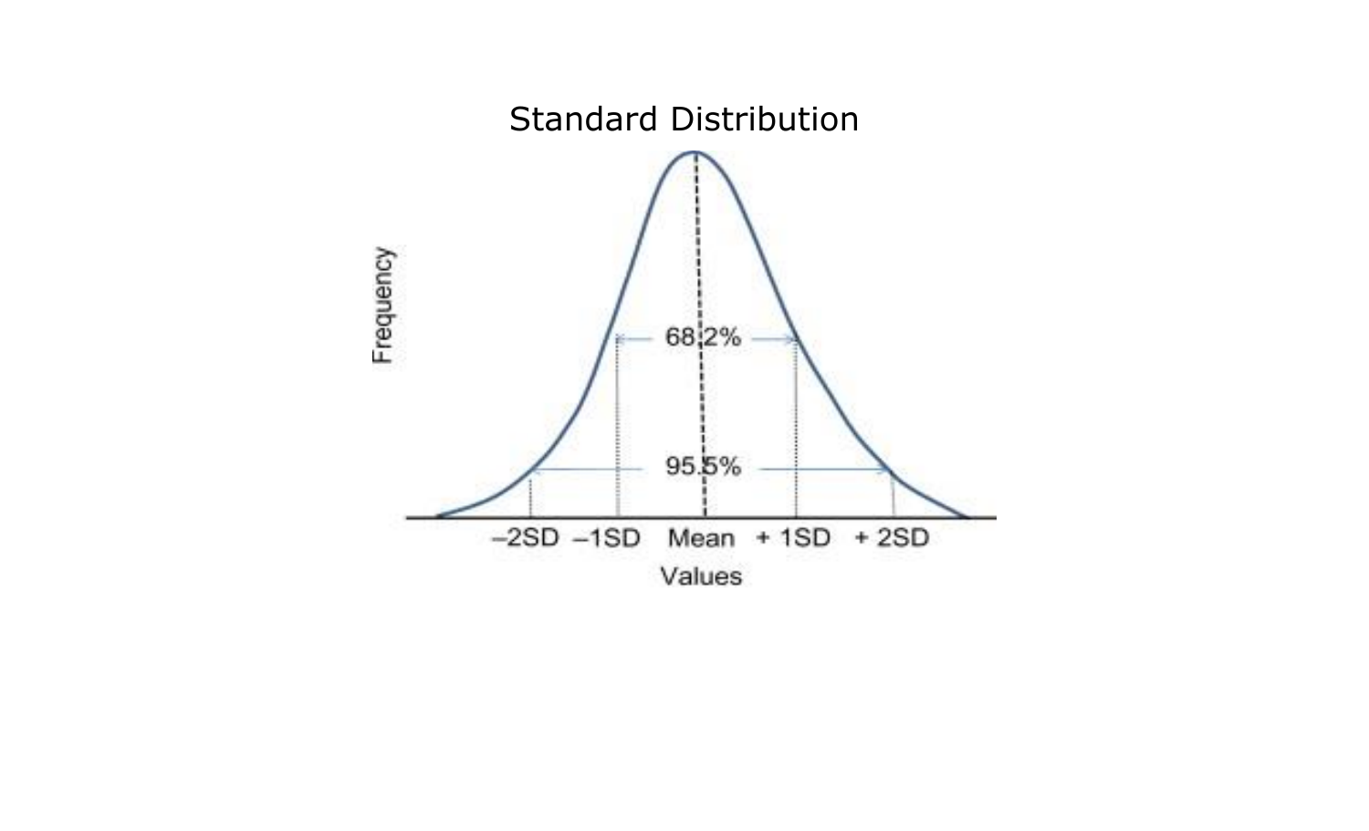# Standard Distribution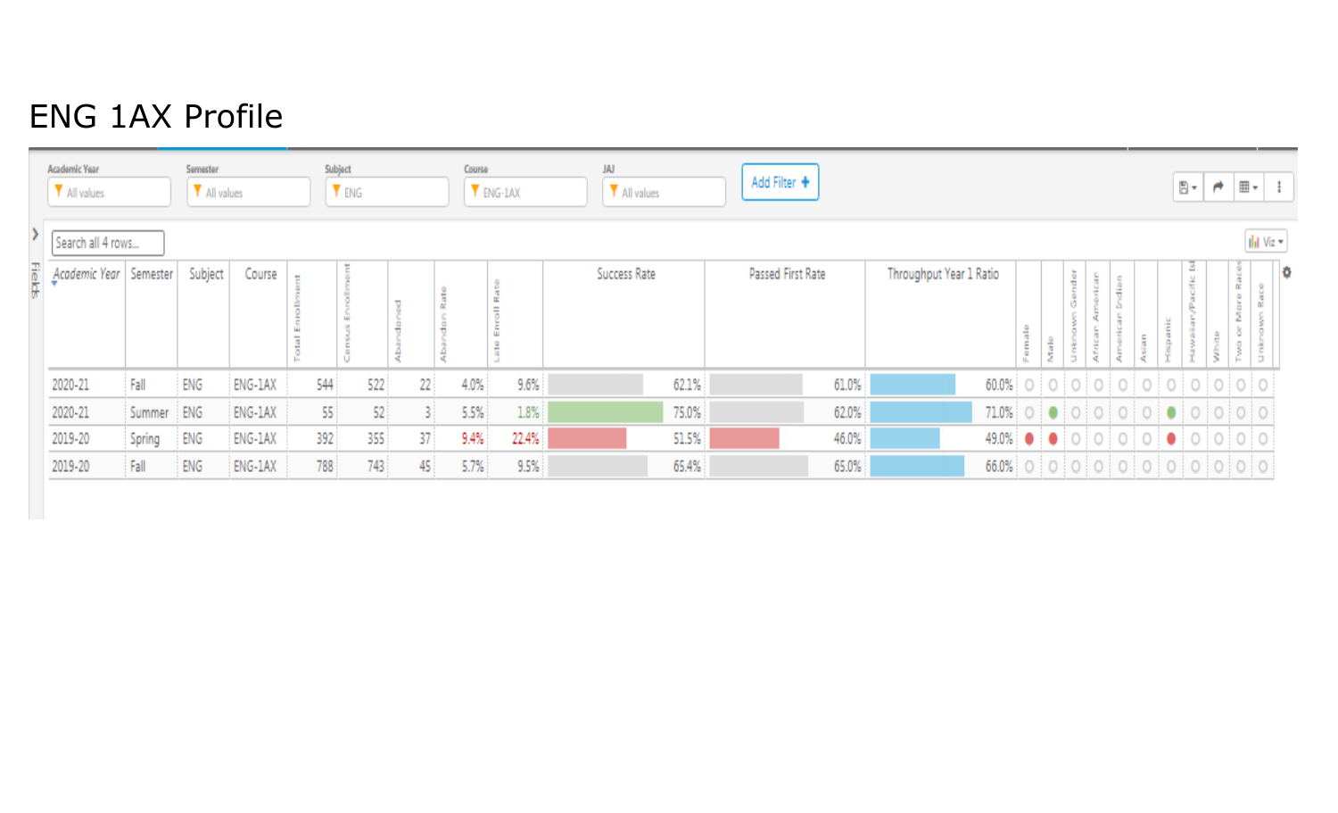# ENG 1AX Profile

Academic Year: All values | Semester: All values | Subject: ENG | Course: ENG-1AX | JAJ: All values | Add Filter

Search all 4 rows...

| Academic Year | Semester | Subject | Course | Total Enrollment | Census Enrollment | Abandoned | Abandon Rate | Late Enroll Rate | Success Rate | Passed First Rate | Throughput Year 1 Ratio | Female | Male | Unknown Gender | African American | American Indian | Asian | Hispanic | Hawaiian/Pacific Isl | White | Two or More Races | Unknown Race |
|---|---|---|---|---|---|---|---|---|---|---|---|---|---|---|---|---|---|---|---|---|---|---|
| 2020-21 | Fall | ENG | ENG-1AX | 544 | 522 | 22 | 4.0% | 9.6% | 62.1% | 61.0% | 60.0% | ○ | ○ | ○ | ○ | ○ | ○ | ○ | ○ | ○ | ○ | ○ |
| 2020-21 | Summer | ENG | ENG-1AX | 55 | 52 | 3 | 5.5% | 1.8% | 75.0% | 62.0% | 71.0% | ○ | ● | ○ | ○ | ○ | ○ | ● | ○ | ○ | ○ | ○ |
| 2019-20 | Spring | ENG | ENG-1AX | 392 | 355 | 37 | 9.4% | 22.4% | 51.5% | 46.0% | 49.0% | ● | ● | ○ | ○ | ○ | ○ | ● | ○ | ○ | ○ | ○ |
| 2019-20 | Fall | ENG | ENG-1AX | 788 | 743 | 45 | 5.7% | 9.5% | 65.4% | 65.0% | 66.0% | ○ | ○ | ○ | ○ | ○ | ○ | ○ | ○ | ○ | ○ | ○ |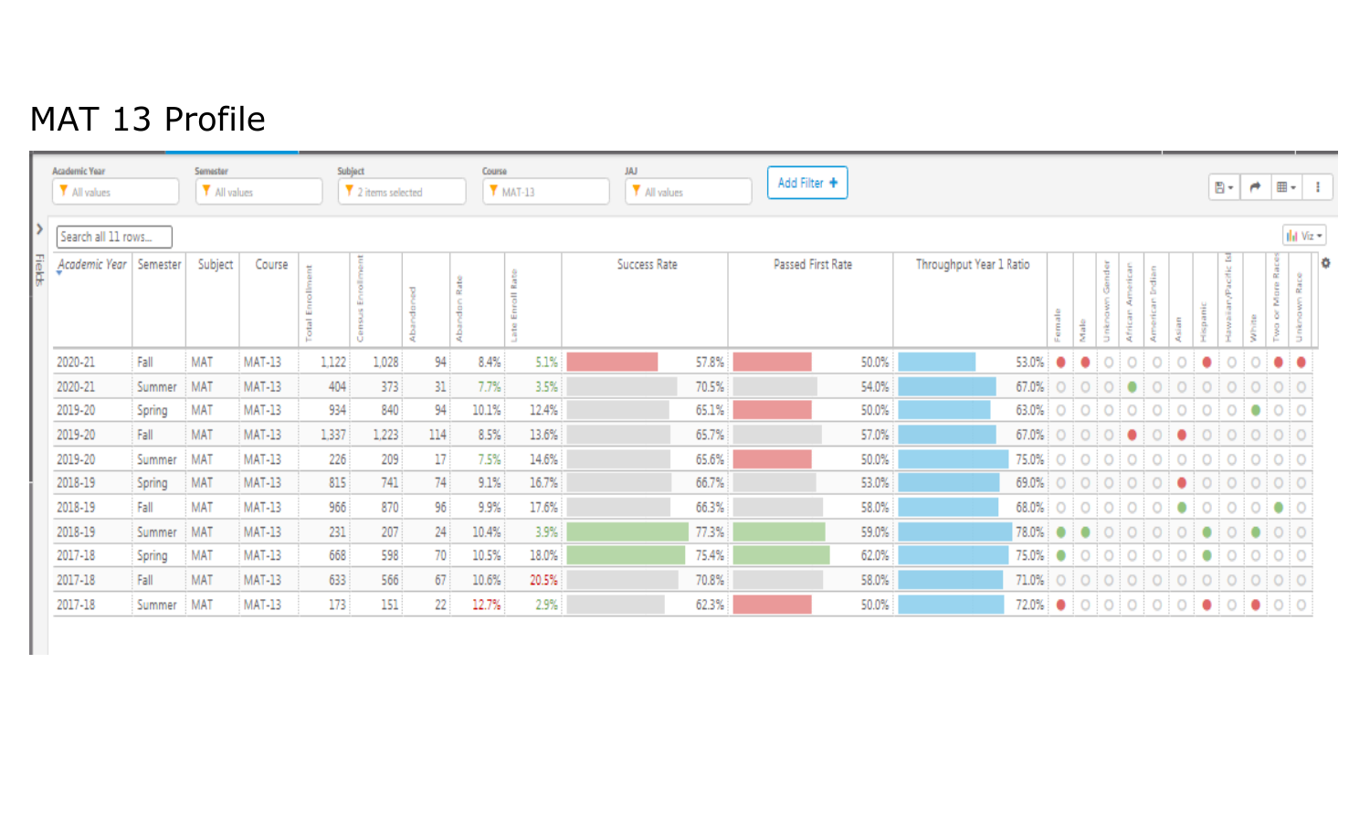# MAT 13 Profile

Academic Year: All values | Semester: All values | Subject: 2 items selected | Course: MAT-13 | JAJ: All values | Add Filter +

Search all 11 rows...

| Academic Year | Semester | Subject | Course | Total Enrollment | Census Enrollment | Abandoned | Abandon Rate | Late Enroll Rate | Success Rate | Passed First Rate | Throughput Year 1 Ratio |
|---|---|---|---|---|---|---|---|---|---|---|---|
| 2020-21 | Fall | MAT | MAT-13 | 1,122 | 1,028 | 94 | 8.4% | 5.1% | 57.8% | 50.0% | 53.0% |
| 2020-21 | Summer | MAT | MAT-13 | 404 | 373 | 31 | 7.7% | 3.5% | 70.5% | 54.0% | 67.0% |
| 2019-20 | Spring | MAT | MAT-13 | 934 | 840 | 94 | 10.1% | 12.4% | 65.1% | 50.0% | 63.0% |
| 2019-20 | Fall | MAT | MAT-13 | 1,337 | 1,223 | 114 | 8.5% | 13.6% | 65.7% | 57.0% | 67.0% |
| 2019-20 | Summer | MAT | MAT-13 | 226 | 209 | 17 | 7.5% | 14.6% | 65.6% | 50.0% | 75.0% |
| 2018-19 | Spring | MAT | MAT-13 | 815 | 741 | 74 | 9.1% | 16.7% | 66.7% | 53.0% | 69.0% |
| 2018-19 | Fall | MAT | MAT-13 | 966 | 870 | 96 | 9.9% | 17.6% | 66.3% | 58.0% | 68.0% |
| 2018-19 | Summer | MAT | MAT-13 | 231 | 207 | 24 | 10.4% | 3.9% | 77.3% | 59.0% | 78.0% |
| 2017-18 | Spring | MAT | MAT-13 | 668 | 598 | 70 | 10.5% | 18.0% | 75.4% | 62.0% | 75.0% |
| 2017-18 | Fall | MAT | MAT-13 | 633 | 566 | 67 | 10.6% | 20.5% | 70.8% | 58.0% | 71.0% |
| 2017-18 | Summer | MAT | MAT-13 | 173 | 151 | 22 | 12.7% | 2.9% | 62.3% | 50.0% | 72.0% |

Female | Male | Unknown Gender | African American | American Indian | Asian | Hispanic | Hawaiian/Pacific Isl | White | Two or More Races | Unknown Race